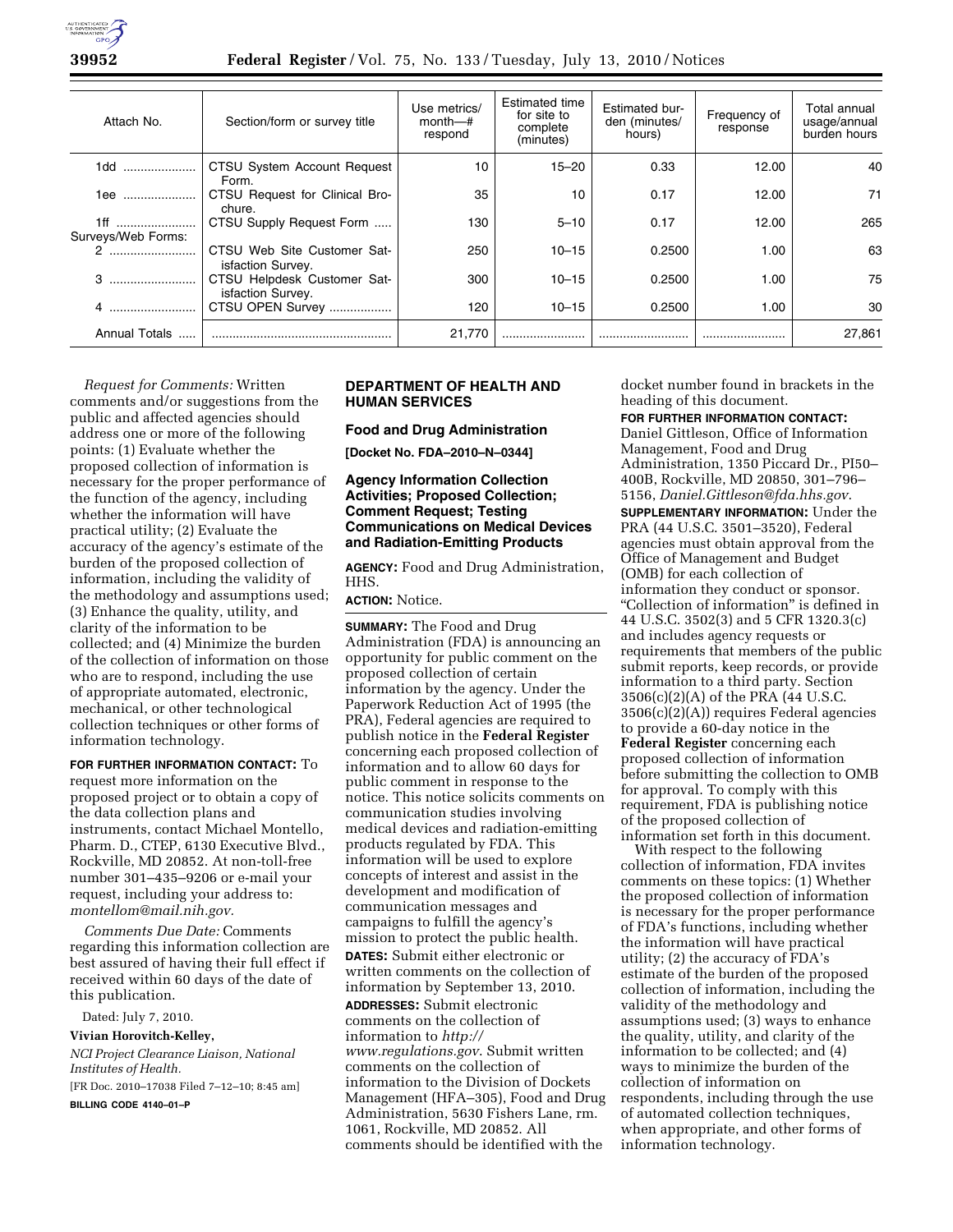| Attach No. | Section/form or survey title | Use metrics/ month—# respond | Estimated time for site to complete (minutes) | Estimated burden (minutes/ hours) | Frequency of response | Total annual usage/annual burden hours |
|---|---|---|---|---|---|---|
| 1dd | CTSU System Account Request Form. | 10 | 15–20 | 0.33 | 12.00 | 40 |
| 1ee | CTSU Request for Clinical Brochure. | 35 | 10 | 0.17 | 12.00 | 71 |
| 1ff | CTSU Supply Request Form | 130 | 5–10 | 0.17 | 12.00 | 265 |
| Surveys/Web Forms: | | | | | | |
| 2 | CTSU Web Site Customer Satisfaction Survey. | 250 | 10–15 | 0.2500 | 1.00 | 63 |
| 3 | CTSU Helpdesk Customer Satisfaction Survey. | 300 | 10–15 | 0.2500 | 1.00 | 75 |
| 4 | CTSU OPEN Survey | 120 | 10–15 | 0.2500 | 1.00 | 30 |
| Annual Totals | | 21,770 | | | | 27,861 |

*Request for Comments:* Written comments and/or suggestions from the public and affected agencies should address one or more of the following points: (1) Evaluate whether the proposed collection of information is necessary for the proper performance of the function of the agency, including whether the information will have practical utility; (2) Evaluate the accuracy of the agency's estimate of the burden of the proposed collection of information, including the validity of the methodology and assumptions used; (3) Enhance the quality, utility, and clarity of the information to be collected; and (4) Minimize the burden of the collection of information on those who are to respond, including the use of appropriate automated, electronic, mechanical, or other technological collection techniques or other forms of information technology.

**FOR FURTHER INFORMATION CONTACT:** To request more information on the proposed project or to obtain a copy of the data collection plans and instruments, contact Michael Montello, Pharm. D., CTEP, 6130 Executive Blvd., Rockville, MD 20852. At non-toll-free number 301–435–9206 or e-mail your request, including your address to: *montellom@mail.nih.gov.*

*Comments Due Date:* Comments regarding this information collection are best assured of having their full effect if received within 60 days of the date of this publication.

Dated: July 7, 2010.

**Vivian Horovitch-Kelley,**

*NCI Project Clearance Liaison, National Institutes of Health.*

[FR Doc. 2010–17038 Filed 7–12–10; 8:45 am]

**BILLING CODE 4140–01–P**

## DEPARTMENT OF HEALTH AND HUMAN SERVICES

### Food and Drug Administration

**[Docket No. FDA–2010–N–0344]**

### Agency Information Collection Activities; Proposed Collection; Comment Request; Testing Communications on Medical Devices and Radiation-Emitting Products

**AGENCY:** Food and Drug Administration, HHS.

**ACTION:** Notice.

**SUMMARY:** The Food and Drug Administration (FDA) is announcing an opportunity for public comment on the proposed collection of certain information by the agency. Under the Paperwork Reduction Act of 1995 (the PRA), Federal agencies are required to publish notice in the **Federal Register** concerning each proposed collection of information and to allow 60 days for public comment in response to the notice. This notice solicits comments on communication studies involving medical devices and radiation-emitting products regulated by FDA. This information will be used to explore concepts of interest and assist in the development and modification of communication messages and campaigns to fulfill the agency's mission to protect the public health.

**DATES:** Submit either electronic or written comments on the collection of information by September 13, 2010.

**ADDRESSES:** Submit electronic comments on the collection of information to *http://www.regulations.gov*. Submit written comments on the collection of information to the Division of Dockets Management (HFA–305), Food and Drug Administration, 5630 Fishers Lane, rm. 1061, Rockville, MD 20852. All comments should be identified with the docket number found in brackets in the heading of this document.

**FOR FURTHER INFORMATION CONTACT:** Daniel Gittleson, Office of Information Management, Food and Drug Administration, 1350 Piccard Dr., PI50–400B, Rockville, MD 20850, 301–796–5156, *Daniel.Gittleson@fda.hhs.gov*.

**SUPPLEMENTARY INFORMATION:** Under the PRA (44 U.S.C. 3501–3520), Federal agencies must obtain approval from the Office of Management and Budget (OMB) for each collection of information they conduct or sponsor. "Collection of information" is defined in 44 U.S.C. 3502(3) and 5 CFR 1320.3(c) and includes agency requests or requirements that members of the public submit reports, keep records, or provide information to a third party. Section 3506(c)(2)(A) of the PRA (44 U.S.C. 3506(c)(2)(A)) requires Federal agencies to provide a 60-day notice in the **Federal Register** concerning each proposed collection of information before submitting the collection to OMB for approval. To comply with this requirement, FDA is publishing notice of the proposed collection of information set forth in this document.

With respect to the following collection of information, FDA invites comments on these topics: (1) Whether the proposed collection of information is necessary for the proper performance of FDA's functions, including whether the information will have practical utility; (2) the accuracy of FDA's estimate of the burden of the proposed collection of information, including the validity of the methodology and assumptions used; (3) ways to enhance the quality, utility, and clarity of the information to be collected; and (4) ways to minimize the burden of the collection of information on respondents, including through the use of automated collection techniques, when appropriate, and other forms of information technology.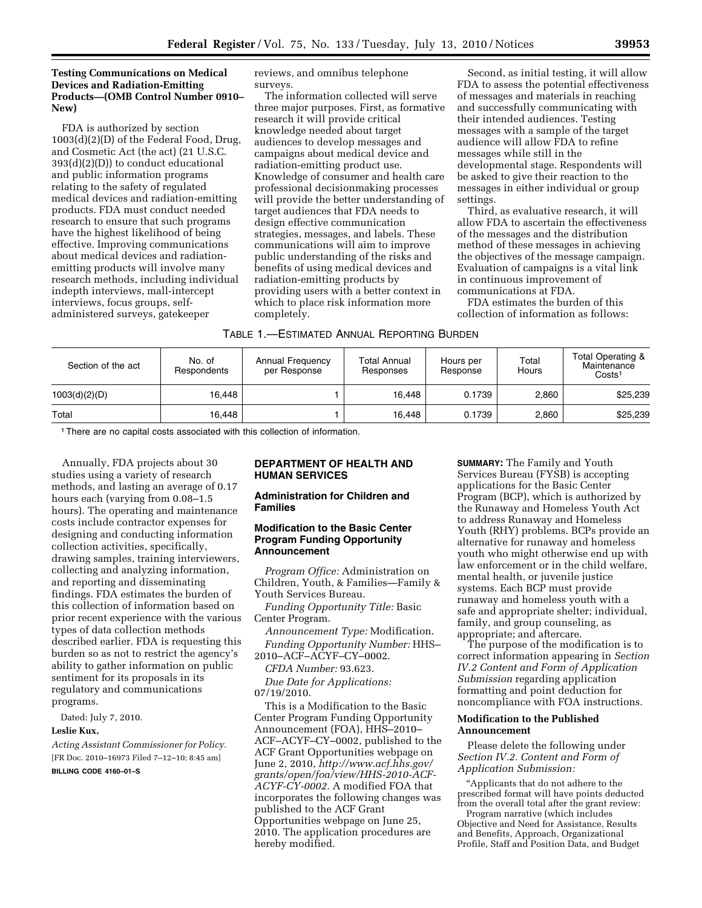**Testing Communications on Medical Devices and Radiation-Emitting Products—(OMB Control Number 0910–New)**

FDA is authorized by section 1003(d)(2)(D) of the Federal Food, Drug, and Cosmetic Act (the act) (21 U.S.C. 393(d)(2)(D)) to conduct educational and public information programs relating to the safety of regulated medical devices and radiation-emitting products. FDA must conduct needed research to ensure that such programs have the highest likelihood of being effective. Improving communications about medical devices and radiation-emitting products will involve many research methods, including individual indepth interviews, mall-intercept interviews, focus groups, self-administered surveys, gatekeeper reviews, and omnibus telephone surveys.

The information collected will serve three major purposes. First, as formative research it will provide critical knowledge needed about target audiences to develop messages and campaigns about medical device and radiation-emitting product use. Knowledge of consumer and health care professional decisionmaking processes will provide the better understanding of target audiences that FDA needs to design effective communication strategies, messages, and labels. These communications will aim to improve public understanding of the risks and benefits of using medical devices and radiation-emitting products by providing users with a better context in which to place risk information more completely.

Second, as initial testing, it will allow FDA to assess the potential effectiveness of messages and materials in reaching and successfully communicating with their intended audiences. Testing messages with a sample of the target audience will allow FDA to refine messages while still in the developmental stage. Respondents will be asked to give their reaction to the messages in either individual or group settings.

Third, as evaluative research, it will allow FDA to ascertain the effectiveness of the messages and the distribution method of these messages in achieving the objectives of the message campaign. Evaluation of campaigns is a vital link in continuous improvement of communications at FDA.

FDA estimates the burden of this collection of information as follows:

TABLE 1.—ESTIMATED ANNUAL REPORTING BURDEN

| Section of the act | No. of Respondents | Annual Frequency per Response | Total Annual Responses | Hours per Response | Total Hours | Total Operating & Maintenance Costs[1] |
|---|---|---|---|---|---|---|
| 1003(d)(2)(D) | 16,448 | 1 | 16,448 | 0.1739 | 2,860 | $25,239 |
| Total | 16,448 | 1 | 16,448 | 0.1739 | 2,860 | $25,239 |

[1] There are no capital costs associated with this collection of information.

Annually, FDA projects about 30 studies using a variety of research methods, and lasting an average of 0.17 hours each (varying from 0.08–1.5 hours). The operating and maintenance costs include contractor expenses for designing and conducting information collection activities, specifically, drawing samples, training interviewers, collecting and analyzing information, and reporting and disseminating findings. FDA estimates the burden of this collection of information based on prior recent experience with the various types of data collection methods described earlier. FDA is requesting this burden so as not to restrict the agency's ability to gather information on public sentiment for its proposals in its regulatory and communications programs.

Dated: July 7, 2010.

**Leslie Kux,**

*Acting Assistant Commissioner for Policy.*

[FR Doc. 2010–16973 Filed 7–12–10; 8:45 am]

**BILLING CODE 4160–01–S**

## DEPARTMENT OF HEALTH AND HUMAN SERVICES

### Administration for Children and Families

### Modification to the Basic Center Program Funding Opportunity Announcement

*Program Office:* Administration on Children, Youth, & Families—Family & Youth Services Bureau.

*Funding Opportunity Title:* Basic Center Program.

*Announcement Type:* Modification.

*Funding Opportunity Number:* HHS–2010–ACF–ACYF–CY–0002.

*CFDA Number:* 93.623.

*Due Date for Applications:* 07/19/2010.

This is a Modification to the Basic Center Program Funding Opportunity Announcement (FOA), HHS–2010–ACF–ACYF–CY–0002, published to the ACF Grant Opportunities webpage on June 2, 2010, *http://www.acf.hhs.gov/grants/open/foa/view/HHS-2010-ACF-ACYF-CY-0002.* A modified FOA that incorporates the following changes was published to the ACF Grant Opportunities webpage on June 25, 2010. The application procedures are hereby modified.

**SUMMARY:** The Family and Youth Services Bureau (FYSB) is accepting applications for the Basic Center Program (BCP), which is authorized by the Runaway and Homeless Youth Act to address Runaway and Homeless Youth (RHY) problems. BCPs provide an alternative for runaway and homeless youth who might otherwise end up with law enforcement or in the child welfare, mental health, or juvenile justice systems. Each BCP must provide runaway and homeless youth with a safe and appropriate shelter; individual, family, and group counseling, as appropriate; and aftercare.

The purpose of the modification is to correct information appearing in *Section IV.2 Content and Form of Application Submission* regarding application formatting and point deduction for noncompliance with FOA instructions.

**Modification to the Published Announcement**

Please delete the following under *Section IV.2. Content and Form of Application Submission:*

"Applicants that do not adhere to the prescribed format will have points deducted from the overall total after the grant review:

Program narrative (which includes Objective and Need for Assistance, Results and Benefits, Approach, Organizational Profile, Staff and Position Data, and Budget